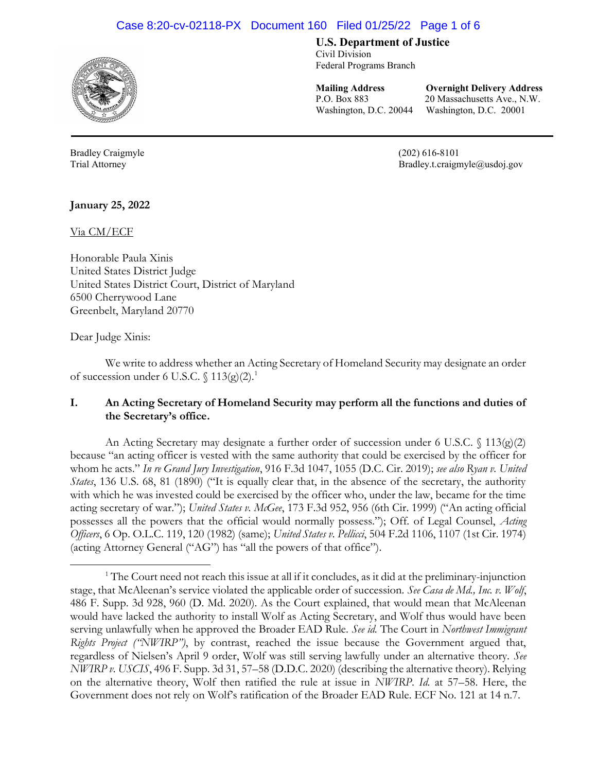**U.S. Department of Justice**
Civil Division
Federal Programs Branch

**Mailing Address**
P.O. Box 883
Washington, D.C. 20044

**Overnight Delivery Address**
20 Massachusetts Ave., N.W.
Washington, D.C. 20001

Bradley Craigmyle
Trial Attorney

(202) 616-8101
Bradley.t.craigmyle@usdoj.gov

**January 25, 2022**

Via CM/ECF

Honorable Paula Xinis
United States District Judge
United States District Court, District of Maryland
6500 Cherrywood Lane
Greenbelt, Maryland 20770

Dear Judge Xinis:

We write to address whether an Acting Secretary of Homeland Security may designate an order of succession under 6 U.S.C. § 113(g)(2).[1]

## I. An Acting Secretary of Homeland Security may perform all the functions and duties of the Secretary's office.

An Acting Secretary may designate a further order of succession under 6 U.S.C. § 113(g)(2) because "an acting officer is vested with the same authority that could be exercised by the officer for whom he acts." *In re Grand Jury Investigation*, 916 F.3d 1047, 1055 (D.C. Cir. 2019); *see also Ryan v. United States*, 136 U.S. 68, 81 (1890) ("It is equally clear that, in the absence of the secretary, the authority with which he was invested could be exercised by the officer who, under the law, became for the time acting secretary of war."); *United States v. McGee*, 173 F.3d 952, 956 (6th Cir. 1999) ("An acting official possesses all the powers that the official would normally possess."); Off. of Legal Counsel, *Acting Officers*, 6 Op. O.L.C. 119, 120 (1982) (same); *United States v. Pellicci*, 504 F.2d 1106, 1107 (1st Cir. 1974) (acting Attorney General ("AG") has "all the powers of that office").

---

[1] The Court need not reach this issue at all if it concludes, as it did at the preliminary-injunction stage, that McAleenan's service violated the applicable order of succession. *See Casa de Md., Inc. v. Wolf*, 486 F. Supp. 3d 928, 960 (D. Md. 2020). As the Court explained, that would mean that McAleenan would have lacked the authority to install Wolf as Acting Secretary, and Wolf thus would have been serving unlawfully when he approved the Broader EAD Rule. *See id.* The Court in *Northwest Immigrant Rights Project ("NWIRP")*, by contrast, reached the issue because the Government argued that, regardless of Nielsen's April 9 order, Wolf was still serving lawfully under an alternative theory. *See NWIRP v. USCIS*, 496 F. Supp. 3d 31, 57–58 (D.D.C. 2020) (describing the alternative theory). Relying on the alternative theory, Wolf then ratified the rule at issue in *NWIRP*. *Id.* at 57–58. Here, the Government does not rely on Wolf's ratification of the Broader EAD Rule. ECF No. 121 at 14 n.7.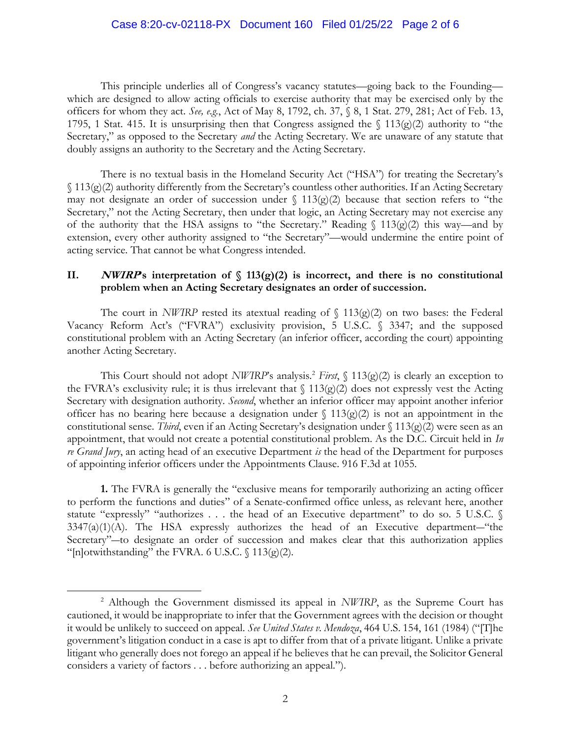This principle underlies all of Congress's vacancy statutes—going back to the Founding—which are designed to allow acting officials to exercise authority that may be exercised only by the officers for whom they act. *See, e.g.*, Act of May 8, 1792, ch. 37, § 8, 1 Stat. 279, 281; Act of Feb. 13, 1795, 1 Stat. 415. It is unsurprising then that Congress assigned the § 113(g)(2) authority to "the Secretary," as opposed to the Secretary *and* the Acting Secretary. We are unaware of any statute that doubly assigns an authority to the Secretary and the Acting Secretary.

There is no textual basis in the Homeland Security Act ("HSA") for treating the Secretary's § 113(g)(2) authority differently from the Secretary's countless other authorities. If an Acting Secretary may not designate an order of succession under § 113(g)(2) because that section refers to "the Secretary," not the Acting Secretary, then under that logic, an Acting Secretary may not exercise any of the authority that the HSA assigns to "the Secretary." Reading § 113(g)(2) this way—and by extension, every other authority assigned to "the Secretary"—would undermine the entire point of acting service. That cannot be what Congress intended.

## II. ***NWIRP*'s interpretation of § 113(g)(2) is incorrect, and there is no constitutional problem when an Acting Secretary designates an order of succession.**

The court in *NWIRP* rested its atextual reading of § 113(g)(2) on two bases: the Federal Vacancy Reform Act's ("FVRA") exclusivity provision, 5 U.S.C. § 3347; and the supposed constitutional problem with an Acting Secretary (an inferior officer, according the court) appointing another Acting Secretary.

This Court should not adopt *NWIRP*'s analysis.[2] *First*, § 113(g)(2) is clearly an exception to the FVRA's exclusivity rule; it is thus irrelevant that § 113(g)(2) does not expressly vest the Acting Secretary with designation authority. *Second*, whether an inferior officer may appoint another inferior officer has no bearing here because a designation under § 113(g)(2) is not an appointment in the constitutional sense. *Third*, even if an Acting Secretary's designation under § 113(g)(2) were seen as an appointment, that would not create a potential constitutional problem. As the D.C. Circuit held in *In re Grand Jury*, an acting head of an executive Department *is* the head of the Department for purposes of appointing inferior officers under the Appointments Clause. 916 F.3d at 1055.

**1.** The FVRA is generally the "exclusive means for temporarily authorizing an acting officer to perform the functions and duties" of a Senate-confirmed office unless, as relevant here, another statute "expressly" "authorizes . . . the head of an Executive department" to do so. 5 U.S.C. § 3347(a)(1)(A). The HSA expressly authorizes the head of an Executive department—"the Secretary"—to designate an order of succession and makes clear that this authorization applies "[n]otwithstanding" the FVRA. 6 U.S.C. § 113(g)(2).

[2] Although the Government dismissed its appeal in *NWIRP*, as the Supreme Court has cautioned, it would be inappropriate to infer that the Government agrees with the decision or thought it would be unlikely to succeed on appeal. *See United States v. Mendoza*, 464 U.S. 154, 161 (1984) ("[T]he government's litigation conduct in a case is apt to differ from that of a private litigant. Unlike a private litigant who generally does not forego an appeal if he believes that he can prevail, the Solicitor General considers a variety of factors . . . before authorizing an appeal.").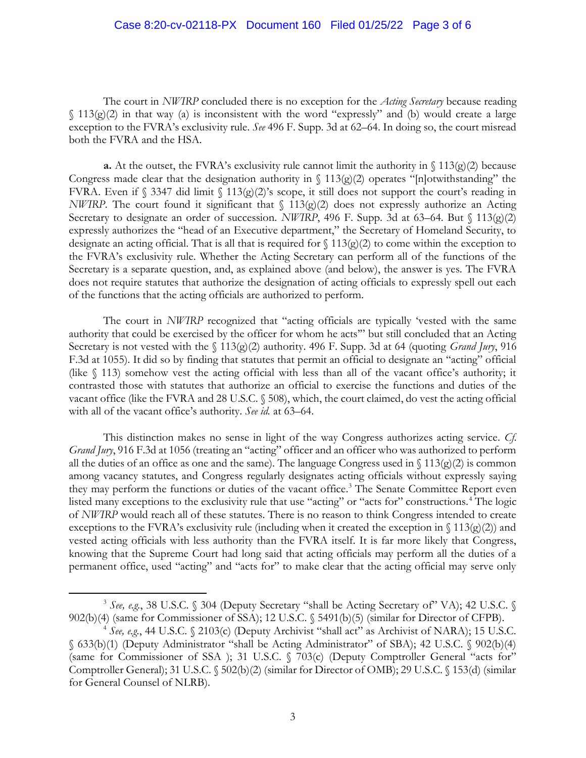The court in *NWIRP* concluded there is no exception for the *Acting Secretary* because reading § 113(g)(2) in that way (a) is inconsistent with the word "expressly" and (b) would create a large exception to the FVRA's exclusivity rule. *See* 496 F. Supp. 3d at 62–64. In doing so, the court misread both the FVRA and the HSA.

**a.** At the outset, the FVRA's exclusivity rule cannot limit the authority in § 113(g)(2) because Congress made clear that the designation authority in § 113(g)(2) operates "[n]otwithstanding" the FVRA. Even if § 3347 did limit § 113(g)(2)'s scope, it still does not support the court's reading in *NWIRP*. The court found it significant that § 113(g)(2) does not expressly authorize an Acting Secretary to designate an order of succession. *NWIRP*, 496 F. Supp. 3d at 63–64. But § 113(g)(2) expressly authorizes the "head of an Executive department," the Secretary of Homeland Security, to designate an acting official. That is all that is required for § 113(g)(2) to come within the exception to the FVRA's exclusivity rule. Whether the Acting Secretary can perform all of the functions of the Secretary is a separate question, and, as explained above (and below), the answer is yes. The FVRA does not require statutes that authorize the designation of acting officials to expressly spell out each of the functions that the acting officials are authorized to perform.

The court in *NWIRP* recognized that "acting officials are typically 'vested with the same authority that could be exercised by the officer for whom he acts'" but still concluded that an Acting Secretary is not vested with the § 113(g)(2) authority. 496 F. Supp. 3d at 64 (quoting *Grand Jury*, 916 F.3d at 1055). It did so by finding that statutes that permit an official to designate an "acting" official (like § 113) somehow vest the acting official with less than all of the vacant office's authority; it contrasted those with statutes that authorize an official to exercise the functions and duties of the vacant office (like the FVRA and 28 U.S.C. § 508), which, the court claimed, do vest the acting official with all of the vacant office's authority. *See id.* at 63–64.

This distinction makes no sense in light of the way Congress authorizes acting service. *Cf. Grand Jury*, 916 F.3d at 1056 (treating an "acting" officer and an officer who was authorized to perform all the duties of an office as one and the same). The language Congress used in § 113(g)(2) is common among vacancy statutes, and Congress regularly designates acting officials without expressly saying they may perform the functions or duties of the vacant office.[3] The Senate Committee Report even listed many exceptions to the exclusivity rule that use "acting" or "acts for" constructions.[4] The logic of *NWIRP* would reach all of these statutes. There is no reason to think Congress intended to create exceptions to the FVRA's exclusivity rule (including when it created the exception in § 113(g)(2)) and vested acting officials with less authority than the FVRA itself. It is far more likely that Congress, knowing that the Supreme Court had long said that acting officials may perform all the duties of a permanent office, used "acting" and "acts for" to make clear that the acting official may serve only

---

[3] *See, e.g.*, 38 U.S.C. § 304 (Deputy Secretary "shall be Acting Secretary of" VA); 42 U.S.C. § 902(b)(4) (same for Commissioner of SSA); 12 U.S.C. § 5491(b)(5) (similar for Director of CFPB).

[4] *See, e.g.*, 44 U.S.C. § 2103(c) (Deputy Archivist "shall act" as Archivist of NARA); 15 U.S.C. § 633(b)(1) (Deputy Administrator "shall be Acting Administrator" of SBA); 42 U.S.C. § 902(b)(4) (same for Commissioner of SSA ); 31 U.S.C. § 703(c) (Deputy Comptroller General "acts for" Comptroller General); 31 U.S.C. § 502(b)(2) (similar for Director of OMB); 29 U.S.C. § 153(d) (similar for General Counsel of NLRB).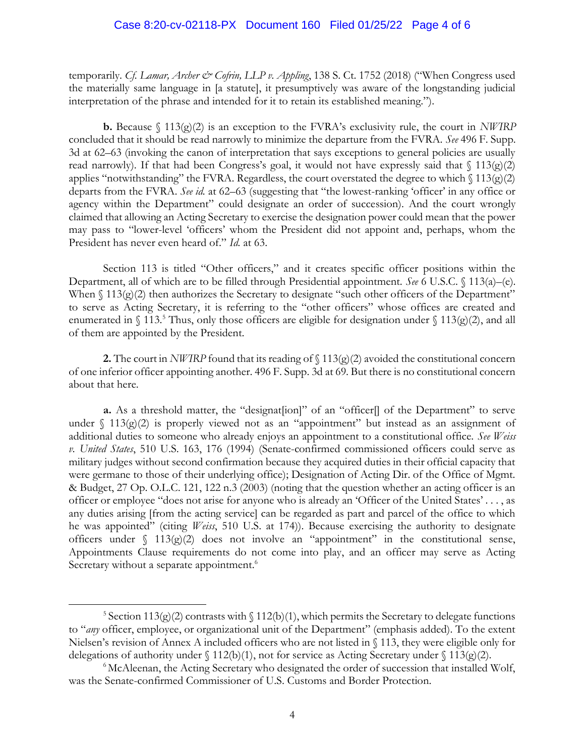temporarily. *Cf. Lamar, Archer & Cofrin, LLP v. Appling*, 138 S. Ct. 1752 (2018) ("When Congress used the materially same language in [a statute], it presumptively was aware of the longstanding judicial interpretation of the phrase and intended for it to retain its established meaning.").

**b.** Because § 113(g)(2) is an exception to the FVRA's exclusivity rule, the court in *NWIRP* concluded that it should be read narrowly to minimize the departure from the FVRA. *See* 496 F. Supp. 3d at 62–63 (invoking the canon of interpretation that says exceptions to general policies are usually read narrowly). If that had been Congress's goal, it would not have expressly said that § 113(g)(2) applies "notwithstanding" the FVRA. Regardless, the court overstated the degree to which § 113(g)(2) departs from the FVRA. *See id.* at 62–63 (suggesting that "the lowest-ranking 'officer' in any office or agency within the Department" could designate an order of succession). And the court wrongly claimed that allowing an Acting Secretary to exercise the designation power could mean that the power may pass to "lower-level 'officers' whom the President did not appoint and, perhaps, whom the President has never even heard of." *Id.* at 63.

Section 113 is titled "Other officers," and it creates specific officer positions within the Department, all of which are to be filled through Presidential appointment. *See* 6 U.S.C. § 113(a)–(e). When § 113(g)(2) then authorizes the Secretary to designate "such other officers of the Department" to serve as Acting Secretary, it is referring to the "other officers" whose offices are created and enumerated in § 113.[5] Thus, only those officers are eligible for designation under § 113(g)(2), and all of them are appointed by the President.

**2.** The court in *NWIRP* found that its reading of § 113(g)(2) avoided the constitutional concern of one inferior officer appointing another. 496 F. Supp. 3d at 69. But there is no constitutional concern about that here.

**a.** As a threshold matter, the "designat[ion]" of an "officer[] of the Department" to serve under § 113(g)(2) is properly viewed not as an "appointment" but instead as an assignment of additional duties to someone who already enjoys an appointment to a constitutional office. *See Weiss v. United States*, 510 U.S. 163, 176 (1994) (Senate-confirmed commissioned officers could serve as military judges without second confirmation because they acquired duties in their official capacity that were germane to those of their underlying office); Designation of Acting Dir. of the Office of Mgmt. & Budget, 27 Op. O.L.C. 121, 122 n.3 (2003) (noting that the question whether an acting officer is an officer or employee "does not arise for anyone who is already an 'Officer of the United States' . . . , as any duties arising [from the acting service] can be regarded as part and parcel of the office to which he was appointed" (citing *Weiss*, 510 U.S. at 174)). Because exercising the authority to designate officers under § 113(g)(2) does not involve an "appointment" in the constitutional sense, Appointments Clause requirements do not come into play, and an officer may serve as Acting Secretary without a separate appointment.[6]

---

[5] Section 113(g)(2) contrasts with § 112(b)(1), which permits the Secretary to delegate functions to "*any* officer, employee, or organizational unit of the Department" (emphasis added). To the extent Nielsen's revision of Annex A included officers who are not listed in § 113, they were eligible only for delegations of authority under § 112(b)(1), not for service as Acting Secretary under § 113(g)(2).

[6] McAleenan, the Acting Secretary who designated the order of succession that installed Wolf, was the Senate-confirmed Commissioner of U.S. Customs and Border Protection.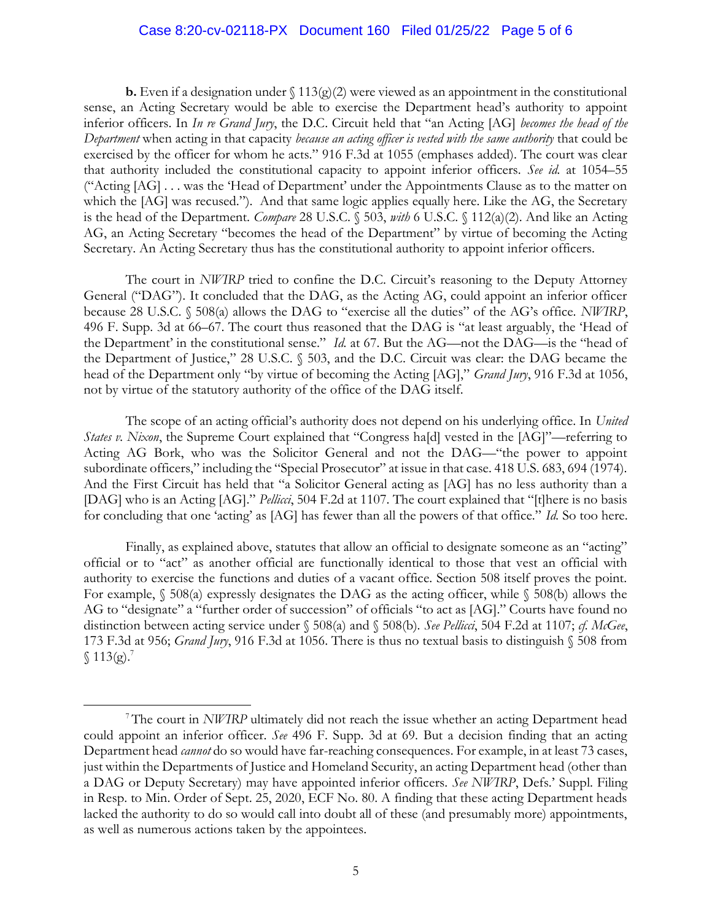**b.** Even if a designation under § 113(g)(2) were viewed as an appointment in the constitutional sense, an Acting Secretary would be able to exercise the Department head's authority to appoint inferior officers. In *In re Grand Jury*, the D.C. Circuit held that "an Acting [AG] *becomes the head of the Department* when acting in that capacity *because an acting officer is vested with the same authority* that could be exercised by the officer for whom he acts." 916 F.3d at 1055 (emphases added). The court was clear that authority included the constitutional capacity to appoint inferior officers. *See id.* at 1054–55 ("Acting [AG] . . . was the 'Head of Department' under the Appointments Clause as to the matter on which the [AG] was recused."). And that same logic applies equally here. Like the AG, the Secretary is the head of the Department. *Compare* 28 U.S.C. § 503, *with* 6 U.S.C. § 112(a)(2). And like an Acting AG, an Acting Secretary "becomes the head of the Department" by virtue of becoming the Acting Secretary. An Acting Secretary thus has the constitutional authority to appoint inferior officers.

The court in *NWIRP* tried to confine the D.C. Circuit's reasoning to the Deputy Attorney General ("DAG"). It concluded that the DAG, as the Acting AG, could appoint an inferior officer because 28 U.S.C. § 508(a) allows the DAG to "exercise all the duties" of the AG's office. *NWIRP*, 496 F. Supp. 3d at 66–67. The court thus reasoned that the DAG is "at least arguably, the 'Head of the Department' in the constitutional sense." *Id.* at 67. But the AG—not the DAG—is the "head of the Department of Justice," 28 U.S.C. § 503, and the D.C. Circuit was clear: the DAG became the head of the Department only "by virtue of becoming the Acting [AG]," *Grand Jury*, 916 F.3d at 1056, not by virtue of the statutory authority of the office of the DAG itself.

The scope of an acting official's authority does not depend on his underlying office. In *United States v. Nixon*, the Supreme Court explained that "Congress ha[d] vested in the [AG]"—referring to Acting AG Bork, who was the Solicitor General and not the DAG—"the power to appoint subordinate officers," including the "Special Prosecutor" at issue in that case. 418 U.S. 683, 694 (1974). And the First Circuit has held that "a Solicitor General acting as [AG] has no less authority than a [DAG] who is an Acting [AG]." *Pellicci*, 504 F.2d at 1107. The court explained that "[t]here is no basis for concluding that one 'acting' as [AG] has fewer than all the powers of that office." *Id.* So too here.

Finally, as explained above, statutes that allow an official to designate someone as an "acting" official or to "act" as another official are functionally identical to those that vest an official with authority to exercise the functions and duties of a vacant office. Section 508 itself proves the point. For example, § 508(a) expressly designates the DAG as the acting officer, while § 508(b) allows the AG to "designate" a "further order of succession" of officials "to act as [AG]." Courts have found no distinction between acting service under § 508(a) and § 508(b). *See Pellicci*, 504 F.2d at 1107; *cf. McGee*, 173 F.3d at 956; *Grand Jury*, 916 F.3d at 1056. There is thus no textual basis to distinguish § 508 from § 113(g).[7]

---

[7] The court in *NWIRP* ultimately did not reach the issue whether an acting Department head could appoint an inferior officer. *See* 496 F. Supp. 3d at 69. But a decision finding that an acting Department head *cannot* do so would have far-reaching consequences. For example, in at least 73 cases, just within the Departments of Justice and Homeland Security, an acting Department head (other than a DAG or Deputy Secretary) may have appointed inferior officers. *See NWIRP*, Defs.' Suppl. Filing in Resp. to Min. Order of Sept. 25, 2020, ECF No. 80. A finding that these acting Department heads lacked the authority to do so would call into doubt all of these (and presumably more) appointments, as well as numerous actions taken by the appointees.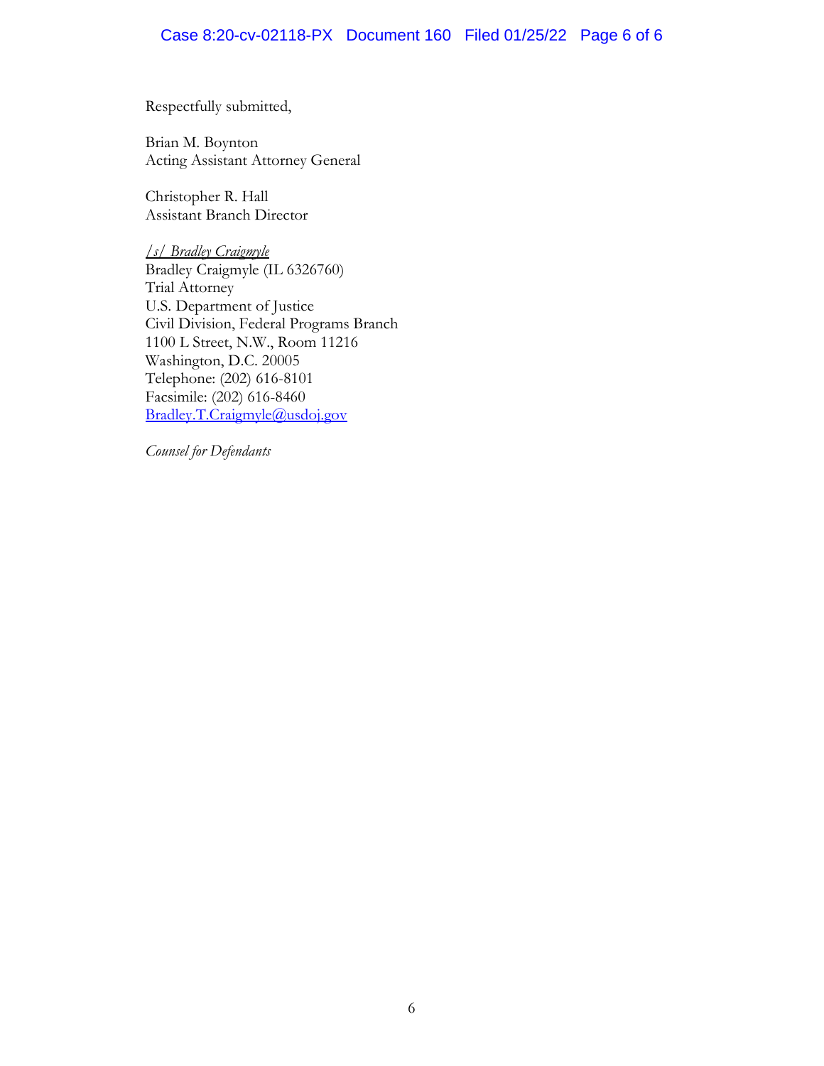Respectfully submitted,

Brian M. Boynton
Acting Assistant Attorney General

Christopher R. Hall
Assistant Branch Director

*/s/ Bradley Craigmyle*
Bradley Craigmyle (IL 6326760)
Trial Attorney
U.S. Department of Justice
Civil Division, Federal Programs Branch
1100 L Street, N.W., Room 11216
Washington, D.C. 20005
Telephone: (202) 616-8101
Facsimile: (202) 616-8460
Bradley.T.Craigmyle@usdoj.gov

*Counsel for Defendants*